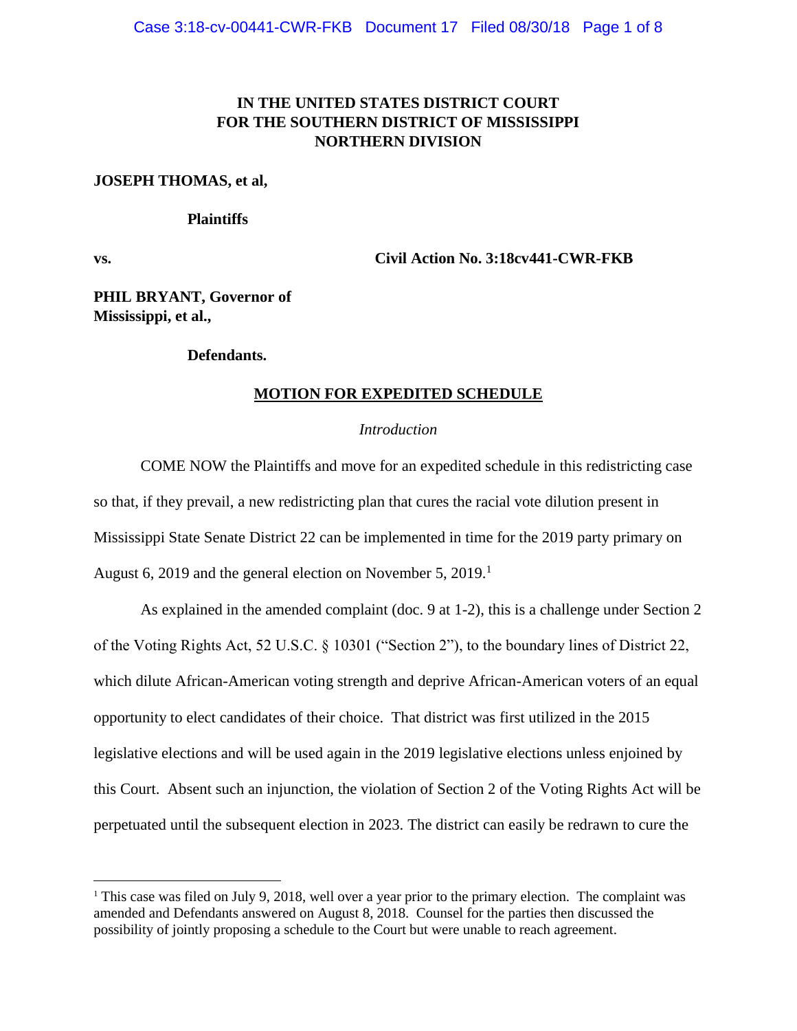**IN THE UNITED STATES DISTRICT COURT**
**FOR THE SOUTHERN DISTRICT OF MISSISSIPPI**
**NORTHERN DIVISION**

**JOSEPH THOMAS, et al,**

**Plaintiffs**

**vs.** **Civil Action No. 3:18cv441-CWR-FKB**

**PHIL BRYANT, Governor of Mississippi, et al.,**

**Defendants.**

**MOTION FOR EXPEDITED SCHEDULE**

*Introduction*

COME NOW the Plaintiffs and move for an expedited schedule in this redistricting case so that, if they prevail, a new redistricting plan that cures the racial vote dilution present in Mississippi State Senate District 22 can be implemented in time for the 2019 party primary on August 6, 2019 and the general election on November 5, 2019.[1]

As explained in the amended complaint (doc. 9 at 1-2), this is a challenge under Section 2 of the Voting Rights Act, 52 U.S.C. § 10301 ("Section 2"), to the boundary lines of District 22, which dilute African-American voting strength and deprive African-American voters of an equal opportunity to elect candidates of their choice. That district was first utilized in the 2015 legislative elections and will be used again in the 2019 legislative elections unless enjoined by this Court. Absent such an injunction, the violation of Section 2 of the Voting Rights Act will be perpetuated until the subsequent election in 2023. The district can easily be redrawn to cure the

[1] This case was filed on July 9, 2018, well over a year prior to the primary election. The complaint was amended and Defendants answered on August 8, 2018. Counsel for the parties then discussed the possibility of jointly proposing a schedule to the Court but were unable to reach agreement.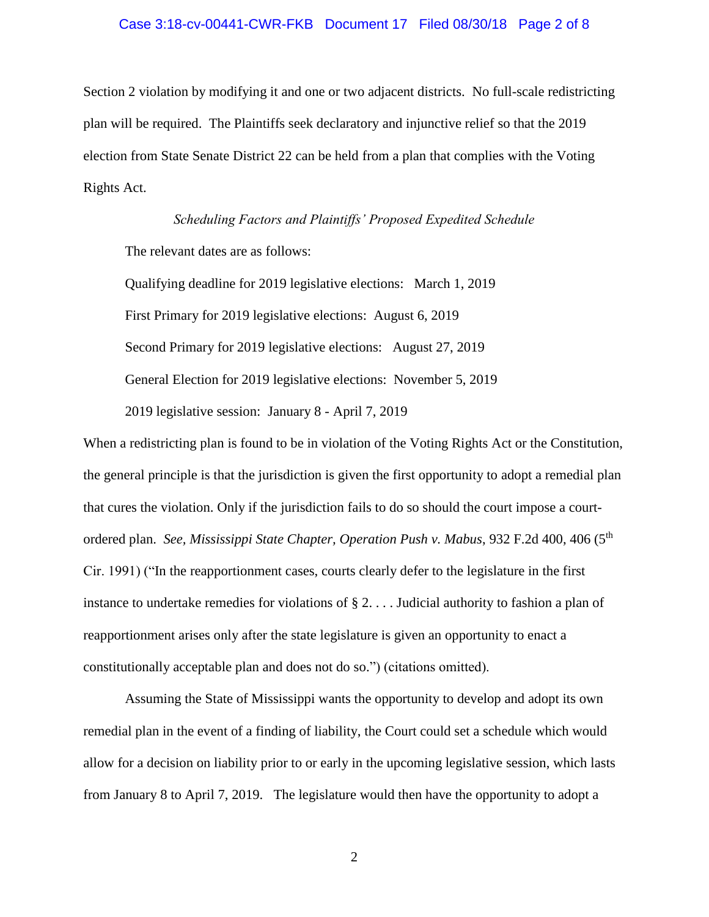Section 2 violation by modifying it and one or two adjacent districts. No full-scale redistricting plan will be required. The Plaintiffs seek declaratory and injunctive relief so that the 2019 election from State Senate District 22 can be held from a plan that complies with the Voting Rights Act.

*Scheduling Factors and Plaintiffs' Proposed Expedited Schedule*

The relevant dates are as follows:

Qualifying deadline for 2019 legislative elections: March 1, 2019

First Primary for 2019 legislative elections: August 6, 2019

Second Primary for 2019 legislative elections: August 27, 2019

General Election for 2019 legislative elections: November 5, 2019

2019 legislative session: January 8 - April 7, 2019

When a redistricting plan is found to be in violation of the Voting Rights Act or the Constitution, the general principle is that the jurisdiction is given the first opportunity to adopt a remedial plan that cures the violation. Only if the jurisdiction fails to do so should the court impose a court-ordered plan. *See, Mississippi State Chapter, Operation Push v. Mabus*, 932 F.2d 400, 406 (5th Cir. 1991) ("In the reapportionment cases, courts clearly defer to the legislature in the first instance to undertake remedies for violations of § 2. . . . Judicial authority to fashion a plan of reapportionment arises only after the state legislature is given an opportunity to enact a constitutionally acceptable plan and does not do so.") (citations omitted).

Assuming the State of Mississippi wants the opportunity to develop and adopt its own remedial plan in the event of a finding of liability, the Court could set a schedule which would allow for a decision on liability prior to or early in the upcoming legislative session, which lasts from January 8 to April 7, 2019. The legislature would then have the opportunity to adopt a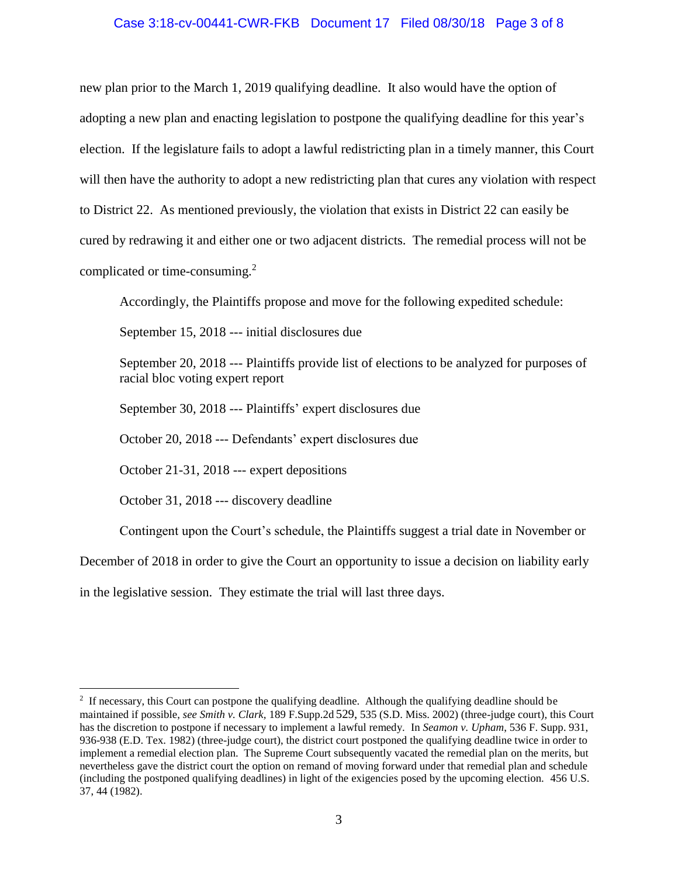new plan prior to the March 1, 2019 qualifying deadline. It also would have the option of adopting a new plan and enacting legislation to postpone the qualifying deadline for this year's election. If the legislature fails to adopt a lawful redistricting plan in a timely manner, this Court will then have the authority to adopt a new redistricting plan that cures any violation with respect to District 22. As mentioned previously, the violation that exists in District 22 can easily be cured by redrawing it and either one or two adjacent districts. The remedial process will not be complicated or time-consuming.[2]

Accordingly, the Plaintiffs propose and move for the following expedited schedule:

September 15, 2018 --- initial disclosures due

September 20, 2018 --- Plaintiffs provide list of elections to be analyzed for purposes of racial bloc voting expert report

September 30, 2018 --- Plaintiffs' expert disclosures due

October 20, 2018 --- Defendants' expert disclosures due

October 21-31, 2018 --- expert depositions

October 31, 2018 --- discovery deadline

Contingent upon the Court's schedule, the Plaintiffs suggest a trial date in November or December of 2018 in order to give the Court an opportunity to issue a decision on liability early in the legislative session. They estimate the trial will last three days.

---

[2] If necessary, this Court can postpone the qualifying deadline. Although the qualifying deadline should be maintained if possible, *see Smith v. Clark*, 189 F.Supp.2d 529, 535 (S.D. Miss. 2002) (three-judge court), this Court has the discretion to postpone if necessary to implement a lawful remedy. In *Seamon v. Upham*, 536 F. Supp. 931, 936-938 (E.D. Tex. 1982) (three-judge court), the district court postponed the qualifying deadline twice in order to implement a remedial election plan. The Supreme Court subsequently vacated the remedial plan on the merits, but nevertheless gave the district court the option on remand of moving forward under that remedial plan and schedule (including the postponed qualifying deadlines) in light of the exigencies posed by the upcoming election. 456 U.S. 37, 44 (1982).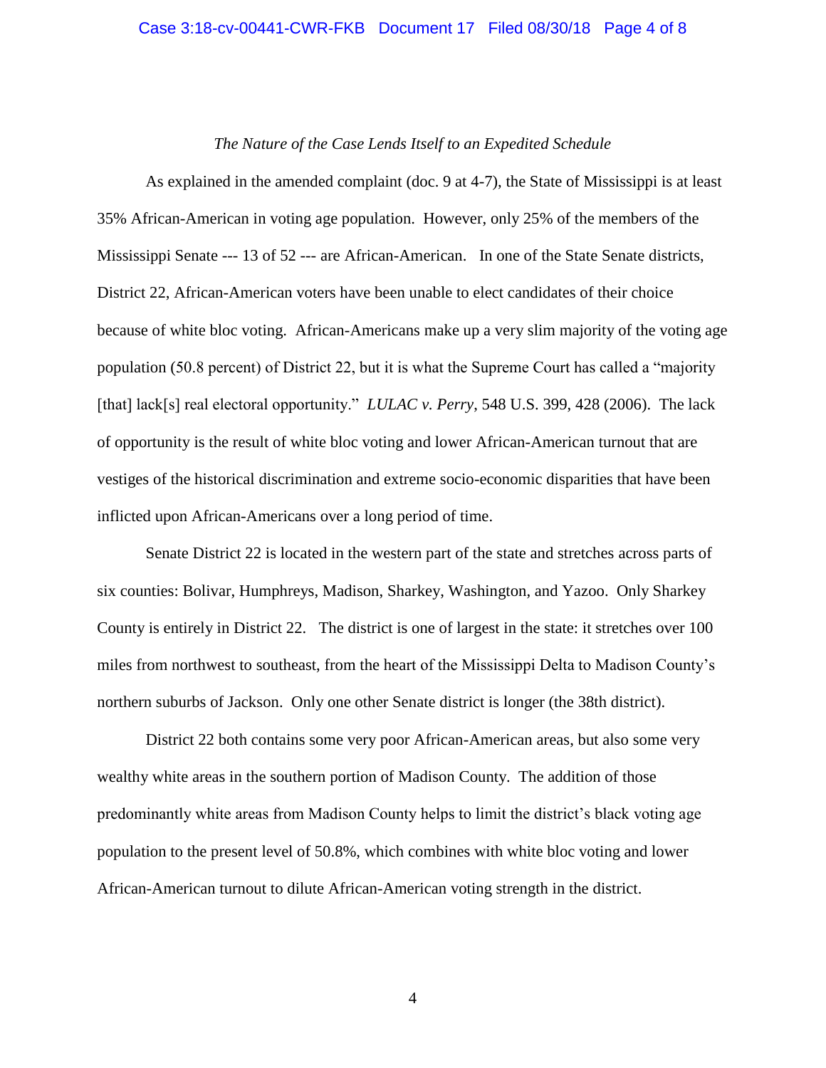*The Nature of the Case Lends Itself to an Expedited Schedule*

As explained in the amended complaint (doc. 9 at 4-7), the State of Mississippi is at least 35% African-American in voting age population. However, only 25% of the members of the Mississippi Senate --- 13 of 52 --- are African-American. In one of the State Senate districts, District 22, African-American voters have been unable to elect candidates of their choice because of white bloc voting. African-Americans make up a very slim majority of the voting age population (50.8 percent) of District 22, but it is what the Supreme Court has called a "majority [that] lack[s] real electoral opportunity." *LULAC v. Perry*, 548 U.S. 399, 428 (2006). The lack of opportunity is the result of white bloc voting and lower African-American turnout that are vestiges of the historical discrimination and extreme socio-economic disparities that have been inflicted upon African-Americans over a long period of time.

Senate District 22 is located in the western part of the state and stretches across parts of six counties: Bolivar, Humphreys, Madison, Sharkey, Washington, and Yazoo. Only Sharkey County is entirely in District 22. The district is one of largest in the state: it stretches over 100 miles from northwest to southeast, from the heart of the Mississippi Delta to Madison County's northern suburbs of Jackson. Only one other Senate district is longer (the 38th district).

District 22 both contains some very poor African-American areas, but also some very wealthy white areas in the southern portion of Madison County. The addition of those predominantly white areas from Madison County helps to limit the district's black voting age population to the present level of 50.8%, which combines with white bloc voting and lower African-American turnout to dilute African-American voting strength in the district.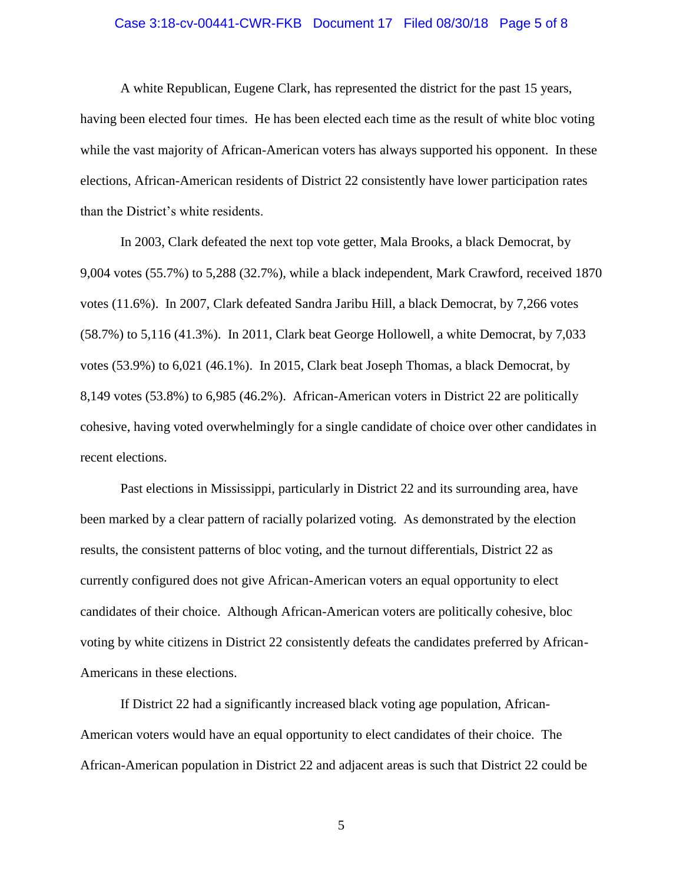A white Republican, Eugene Clark, has represented the district for the past 15 years, having been elected four times. He has been elected each time as the result of white bloc voting while the vast majority of African-American voters has always supported his opponent. In these elections, African-American residents of District 22 consistently have lower participation rates than the District's white residents.

In 2003, Clark defeated the next top vote getter, Mala Brooks, a black Democrat, by 9,004 votes (55.7%) to 5,288 (32.7%), while a black independent, Mark Crawford, received 1870 votes (11.6%). In 2007, Clark defeated Sandra Jaribu Hill, a black Democrat, by 7,266 votes (58.7%) to 5,116 (41.3%). In 2011, Clark beat George Hollowell, a white Democrat, by 7,033 votes (53.9%) to 6,021 (46.1%). In 2015, Clark beat Joseph Thomas, a black Democrat, by 8,149 votes (53.8%) to 6,985 (46.2%). African-American voters in District 22 are politically cohesive, having voted overwhelmingly for a single candidate of choice over other candidates in recent elections.

Past elections in Mississippi, particularly in District 22 and its surrounding area, have been marked by a clear pattern of racially polarized voting. As demonstrated by the election results, the consistent patterns of bloc voting, and the turnout differentials, District 22 as currently configured does not give African-American voters an equal opportunity to elect candidates of their choice. Although African-American voters are politically cohesive, bloc voting by white citizens in District 22 consistently defeats the candidates preferred by African-Americans in these elections.

If District 22 had a significantly increased black voting age population, African-American voters would have an equal opportunity to elect candidates of their choice. The African-American population in District 22 and adjacent areas is such that District 22 could be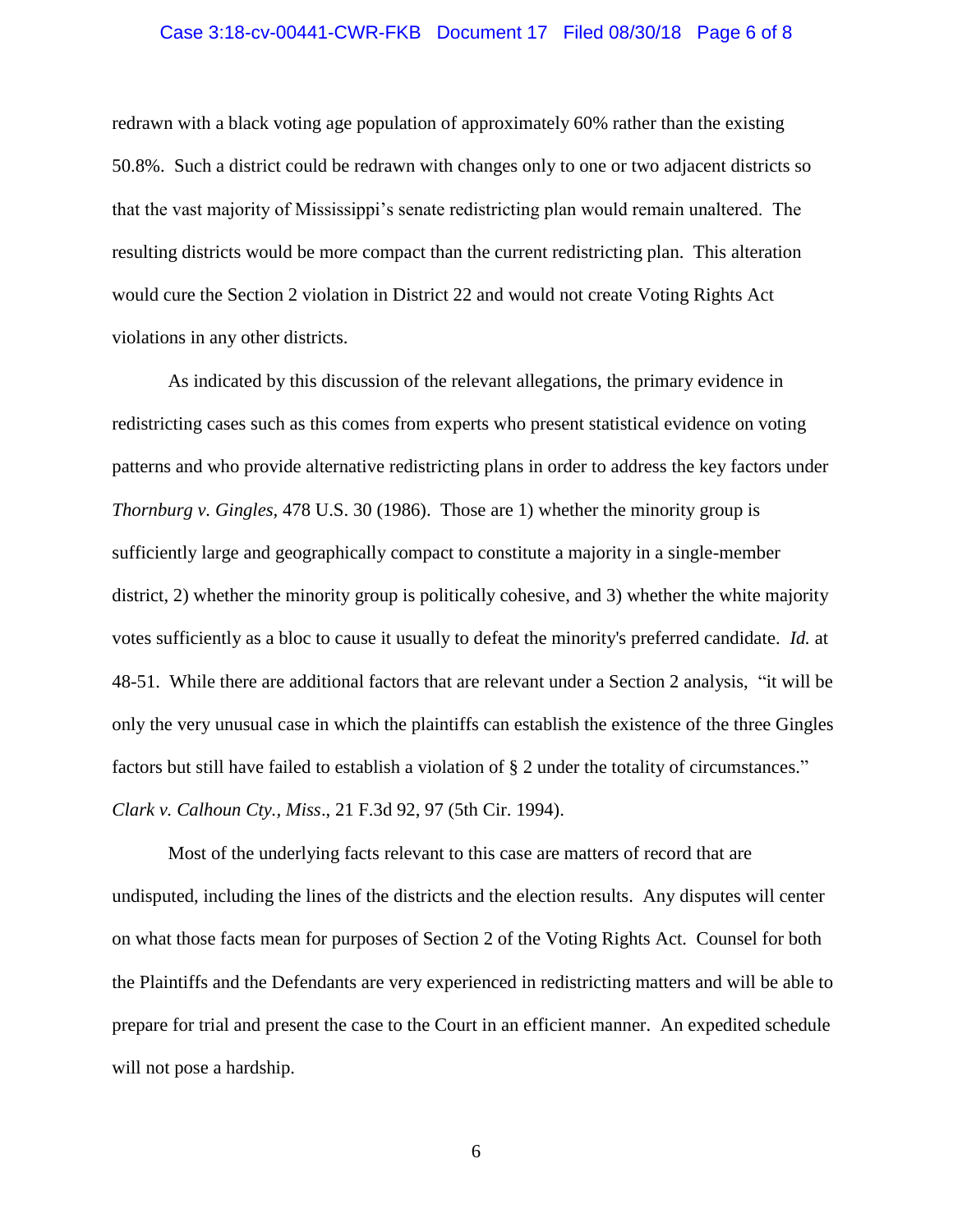redrawn with a black voting age population of approximately 60% rather than the existing 50.8%. Such a district could be redrawn with changes only to one or two adjacent districts so that the vast majority of Mississippi's senate redistricting plan would remain unaltered. The resulting districts would be more compact than the current redistricting plan. This alteration would cure the Section 2 violation in District 22 and would not create Voting Rights Act violations in any other districts.

As indicated by this discussion of the relevant allegations, the primary evidence in redistricting cases such as this comes from experts who present statistical evidence on voting patterns and who provide alternative redistricting plans in order to address the key factors under *Thornburg v. Gingles*, 478 U.S. 30 (1986). Those are 1) whether the minority group is sufficiently large and geographically compact to constitute a majority in a single-member district, 2) whether the minority group is politically cohesive, and 3) whether the white majority votes sufficiently as a bloc to cause it usually to defeat the minority's preferred candidate. *Id.* at 48-51. While there are additional factors that are relevant under a Section 2 analysis, "it will be only the very unusual case in which the plaintiffs can establish the existence of the three Gingles factors but still have failed to establish a violation of § 2 under the totality of circumstances." *Clark v. Calhoun Cty., Miss*., 21 F.3d 92, 97 (5th Cir. 1994).

Most of the underlying facts relevant to this case are matters of record that are undisputed, including the lines of the districts and the election results. Any disputes will center on what those facts mean for purposes of Section 2 of the Voting Rights Act. Counsel for both the Plaintiffs and the Defendants are very experienced in redistricting matters and will be able to prepare for trial and present the case to the Court in an efficient manner. An expedited schedule will not pose a hardship.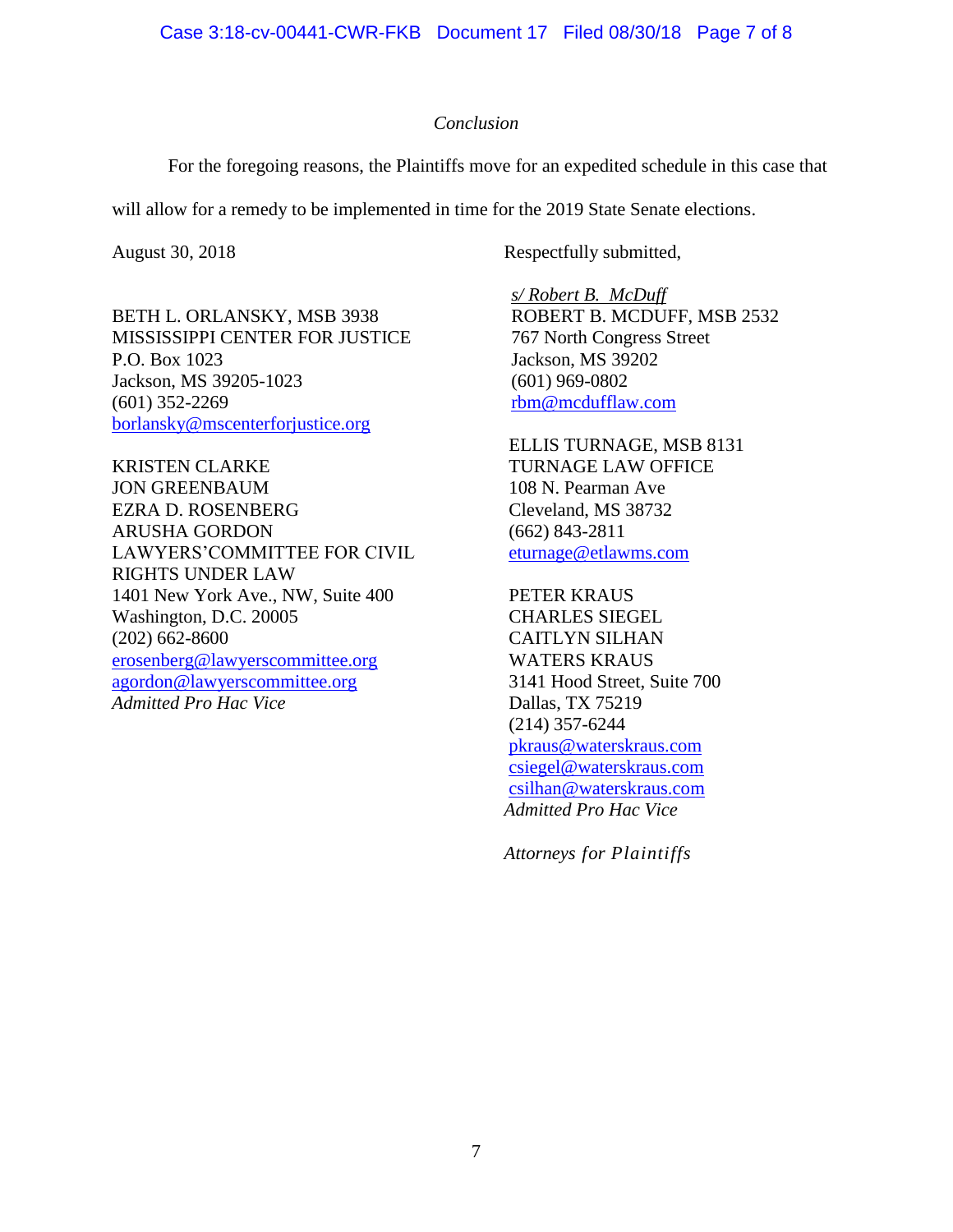*Conclusion*

For the foregoing reasons, the Plaintiffs move for an expedited schedule in this case that will allow for a remedy to be implemented in time for the 2019 State Senate elections.

August 30, 2018

Respectfully submitted,

*s/ Robert B. McDuff*
ROBERT B. MCDUFF, MSB 2532
767 North Congress Street
Jackson, MS 39202
(601) 969-0802
rbm@mcdufflaw.com

BETH L. ORLANSKY, MSB 3938
MISSISSIPPI CENTER FOR JUSTICE
P.O. Box 1023
Jackson, MS 39205-1023
(601) 352-2269
borlansky@mscenterforjustice.org

ELLIS TURNAGE, MSB 8131
TURNAGE LAW OFFICE
108 N. Pearman Ave
Cleveland, MS 38732
(662) 843-2811
eturnage@etlawms.com

KRISTEN CLARKE
JON GREENBAUM
EZRA D. ROSENBERG
ARUSHA GORDON
LAWYERS'COMMITTEE FOR CIVIL RIGHTS UNDER LAW
1401 New York Ave., NW, Suite 400
Washington, D.C. 20005
(202) 662-8600
erosenberg@lawyerscommittee.org
agordon@lawyerscommittee.org
*Admitted Pro Hac Vice*

PETER KRAUS
CHARLES SIEGEL
CAITLYN SILHAN
WATERS KRAUS
3141 Hood Street, Suite 700
Dallas, TX 75219
(214) 357-6244
pkraus@waterskraus.com
csiegel@waterskraus.com
csilhan@waterskraus.com
*Admitted Pro Hac Vice*

*Attorneys for Plaintiffs*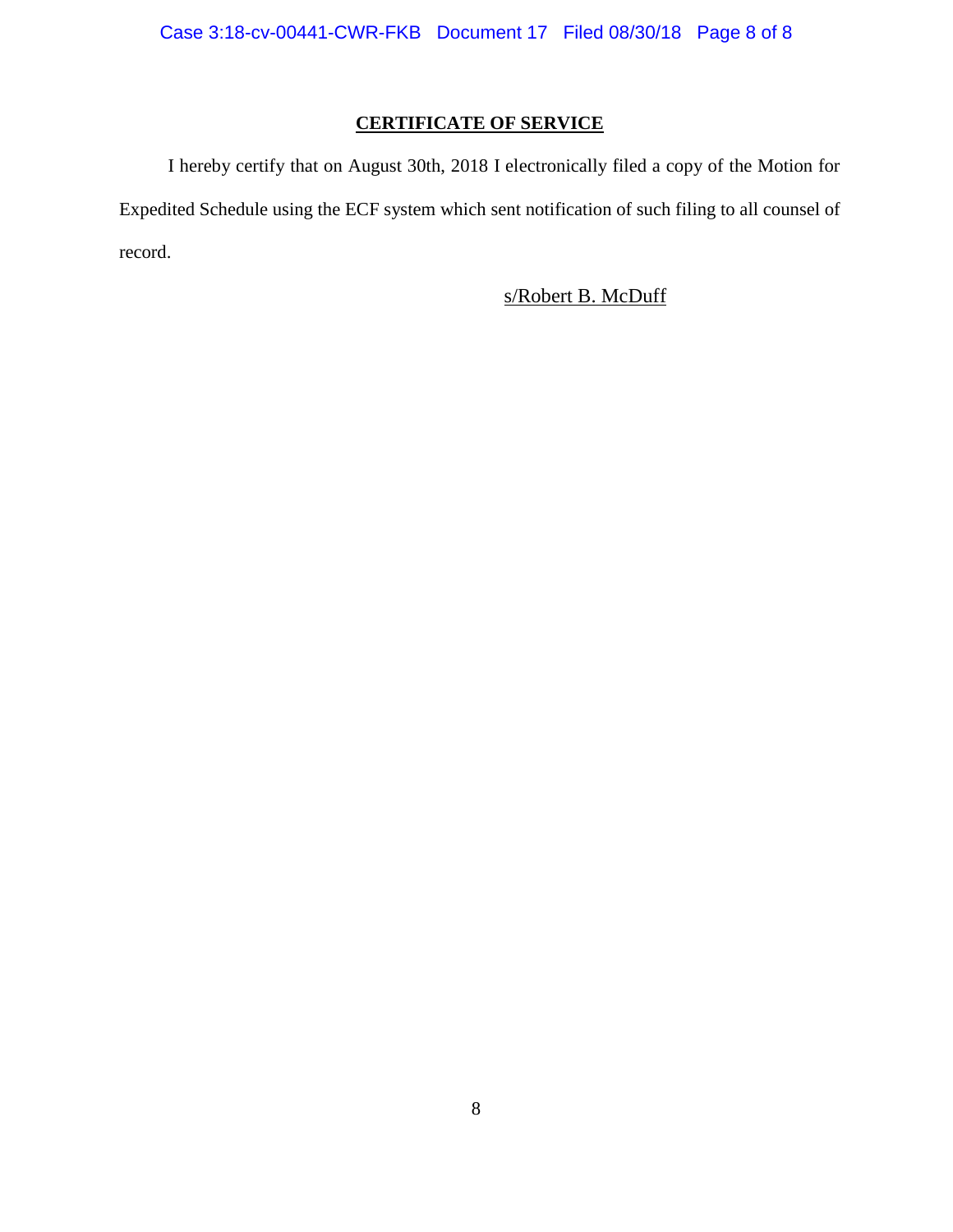## CERTIFICATE OF SERVICE

I hereby certify that on August 30th, 2018 I electronically filed a copy of the Motion for Expedited Schedule using the ECF system which sent notification of such filing to all counsel of record.

s/Robert B. McDuff